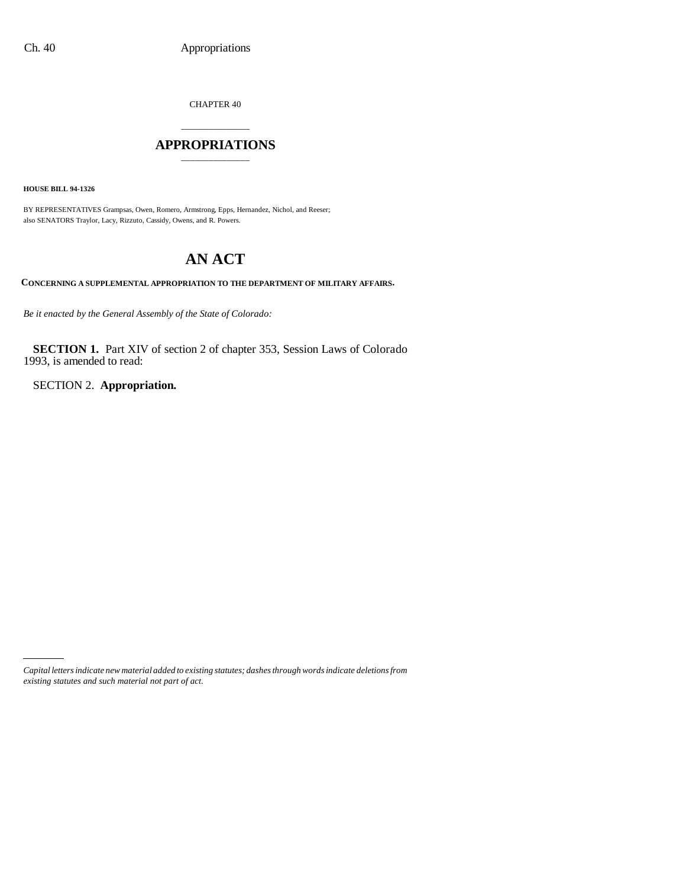CHAPTER 40

# APPROPRIATIONS

**HOUSE BILL 94-1326**

BY REPRESENTATIVES Grampsas, Owen, Romero, Armstrong, Epps, Hernandez, Nichol, and Reeser;
also SENATORS Traylor, Lacy, Rizzuto, Cassidy, Owens, and R. Powers.

# AN ACT

**CONCERNING A SUPPLEMENTAL APPROPRIATION TO THE DEPARTMENT OF MILITARY AFFAIRS.**

*Be it enacted by the General Assembly of the State of Colorado:*

**SECTION 1.** Part XIV of section 2 of chapter 353, Session Laws of Colorado 1993, is amended to read:

SECTION 2. **Appropriation.**

---

*Capital letters indicate new material added to existing statutes; dashes through words indicate deletions from existing statutes and such material not part of act.*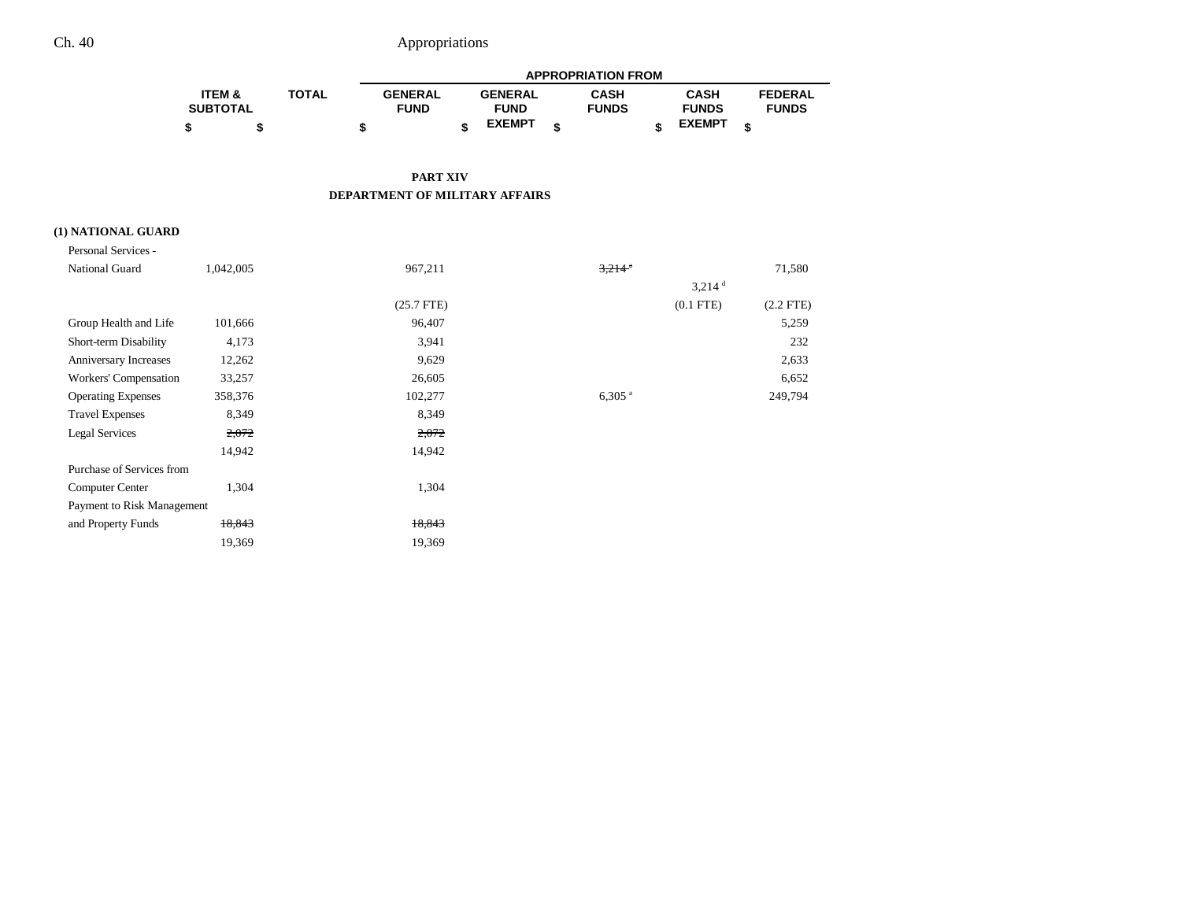## PART XIV

## DEPARTMENT OF MILITARY AFFAIRS

| | ITEM & SUBTOTAL | TOTAL | APPROPRIATION FROM | | | | |
|---|---|---|---|---|---|---|---|
| | | | GENERAL FUND | GENERAL FUND EXEMPT | CASH FUNDS | CASH FUNDS EXEMPT | FEDERAL FUNDS |
| | $ | $ | $ | $ | $ | $ | $ |
| **(1) NATIONAL GUARD** | | | | | | | |
| Personal Services - National Guard | 1,042,005 | | 967,211 | | ~~3,214 [a]~~ | | 71,580 |
| | | | | | | 3,214 [d] | |
| | | | (25.7 FTE) | | | (0.1 FTE) | (2.2 FTE) |
| Group Health and Life | 101,666 | | 96,407 | | | | 5,259 |
| Short-term Disability | 4,173 | | 3,941 | | | | 232 |
| Anniversary Increases | 12,262 | | 9,629 | | | | 2,633 |
| Workers' Compensation | 33,257 | | 26,605 | | | | 6,652 |
| Operating Expenses | 358,376 | | 102,277 | | 6,305 [a] | | 249,794 |
| Travel Expenses | 8,349 | | 8,349 | | | | |
| Legal Services | ~~2,072~~ | | ~~2,072~~ | | | | |
| | 14,942 | | 14,942 | | | | |
| Purchase of Services from Computer Center | 1,304 | | 1,304 | | | | |
| Payment to Risk Management and Property Funds | ~~18,843~~ | | ~~18,843~~ | | | | |
| | 19,369 | | 19,369 | | | | |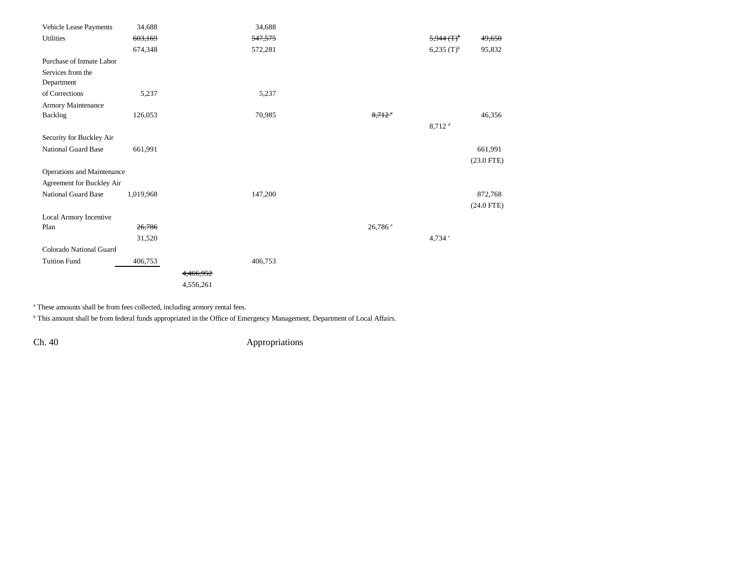| | | | | | | |
|---|---|---|---|---|---|---|
| Vehicle Lease Payments | 34,688 | | 34,688 | | | |
| Utilities | ~~603,169~~ | | ~~547,575~~ | | ~~5,944 (T)[b]~~ | ~~49,650~~ |
| | 674,348 | | 572,281 | | 6,235 (T)[b] | 95,832 |
| Purchase of Inmate Labor Services from the Department of Corrections | 5,237 | | 5,237 | | | |
| Armory Maintenance Backlog | 126,053 | | 70,985 | ~~8,712 [a]~~ | | 46,356 |
| | | | | | 8,712 [d] | |
| Security for Buckley Air National Guard Base | 661,991 | | | | | 661,991 |
| | | | | | | (23.0 FTE) |
| Operations and Maintenance Agreement for Buckley Air National Guard Base | 1,019,968 | | 147,200 | | | 872,768 |
| | | | | | | (24.0 FTE) |
| Local Armory Incentive Plan | ~~26,786~~ | | | 26,786 [a] | | |
| | 31,520 | | | | 4,734 [c] | |
| Colorado National Guard Tuition Fund | 406,753 | | 406,753 | | | |
| | | ~~4,466,952~~ | | | | |
| | | 4,556,261 | | | | |

[a] These amounts shall be from fees collected, including armory rental fees.

[b] This amount shall be from federal funds appropriated in the Office of Emergency Management, Department of Local Affairs.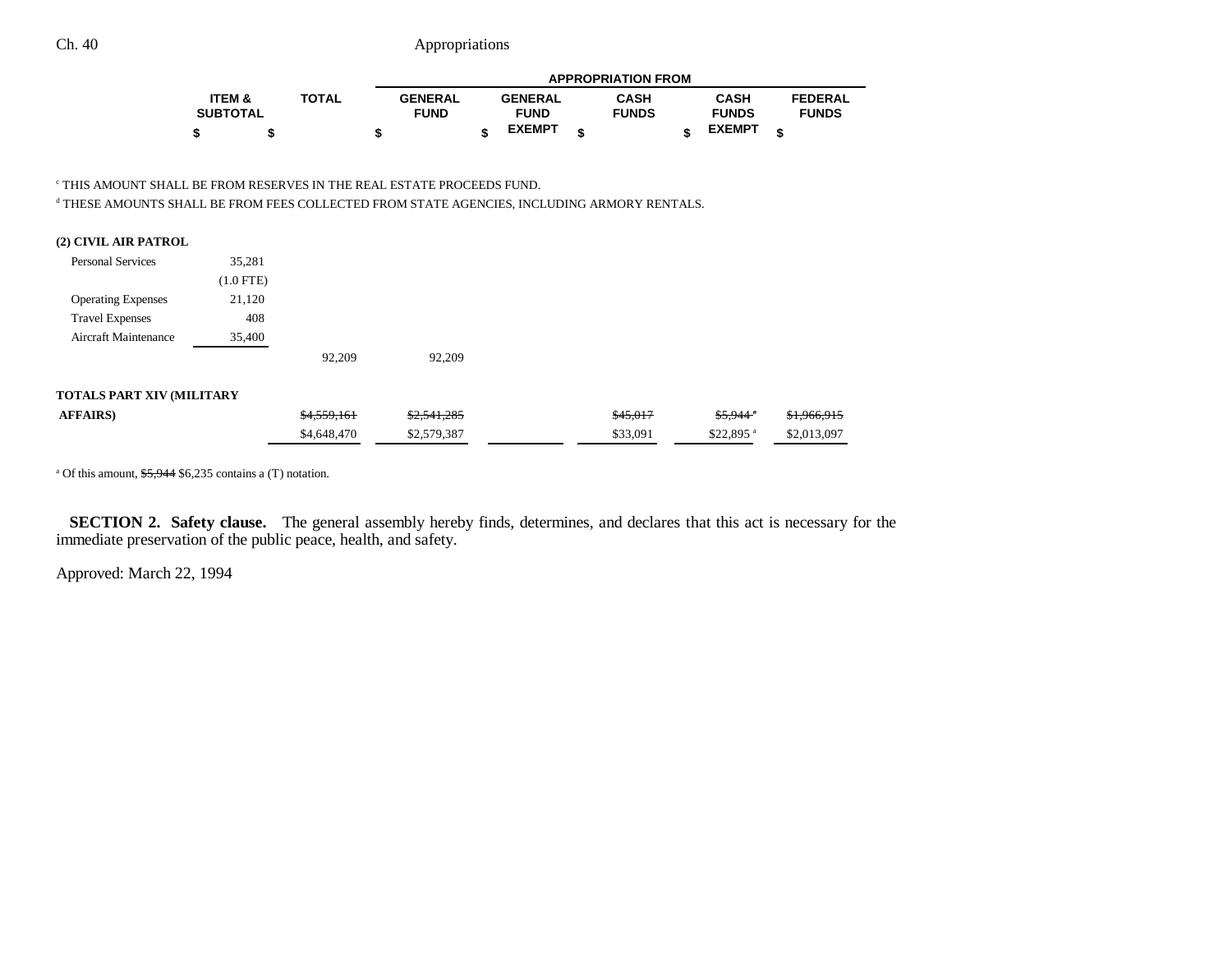| | ITEM & SUBTOTAL | TOTAL | APPROPRIATION FROM | | | | |
|---|---|---|---|---|---|---|---|
| | | | GENERAL FUND | GENERAL FUND EXEMPT | CASH FUNDS | CASH FUNDS EXEMPT | FEDERAL FUNDS |
| | $ | $ | $ | $ | $ | $ | $ |

[c] THIS AMOUNT SHALL BE FROM RESERVES IN THE REAL ESTATE PROCEEDS FUND.

[d] THESE AMOUNTS SHALL BE FROM FEES COLLECTED FROM STATE AGENCIES, INCLUDING ARMORY RENTALS.

| | ITEM & SUBTOTAL | TOTAL | GENERAL FUND | GENERAL FUND EXEMPT | CASH FUNDS | CASH FUNDS EXEMPT | FEDERAL FUNDS |
|---|---|---|---|---|---|---|---|
| **(2) CIVIL AIR PATROL** | | | | | | | |
| Personal Services | 35,281 | | | | | | |
| | (1.0 FTE) | | | | | | |
| Operating Expenses | 21,120 | | | | | | |
| Travel Expenses | 408 | | | | | | |
| Aircraft Maintenance | 35,400 | | | | | | |
| | | 92,209 | 92,209 | | | | |
| **TOTALS PART XIV (MILITARY AFFAIRS)** | | ~~$4,559,161~~ | ~~$2,541,285~~ | | ~~$45,017~~ | ~~$5,944~~ [a] | ~~$1,966,915~~ |
| | | $4,648,470 | $2,579,387 | | $33,091 | $22,895 [a] | $2,013,097 |

[a] Of this amount, ~~$5,944~~ $6,235 contains a (T) notation.

**SECTION 2. Safety clause.** The general assembly hereby finds, determines, and declares that this act is necessary for the immediate preservation of the public peace, health, and safety.

Approved: March 22, 1994